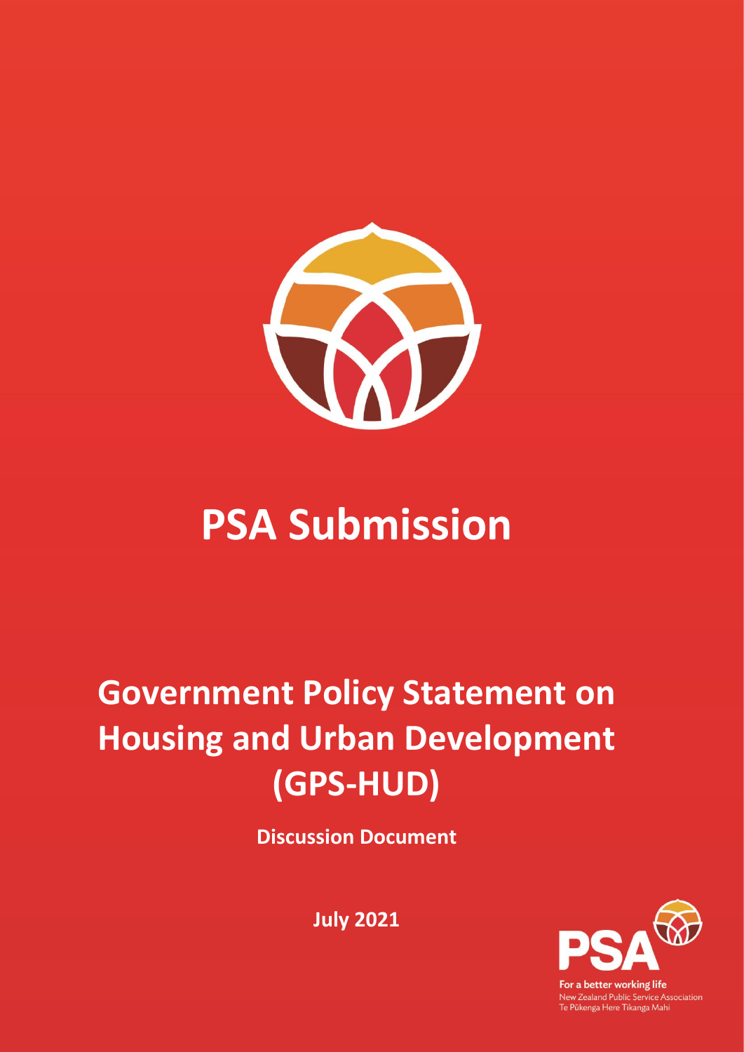# PSA Submission

## Government Policy Statement on Housing and Urban Development (GPS-HUD)

**Discussion Document**

**July 2021**

For a better working life
New Zealand Public Service Association
Te Pūkenga Here Tikanga Mahi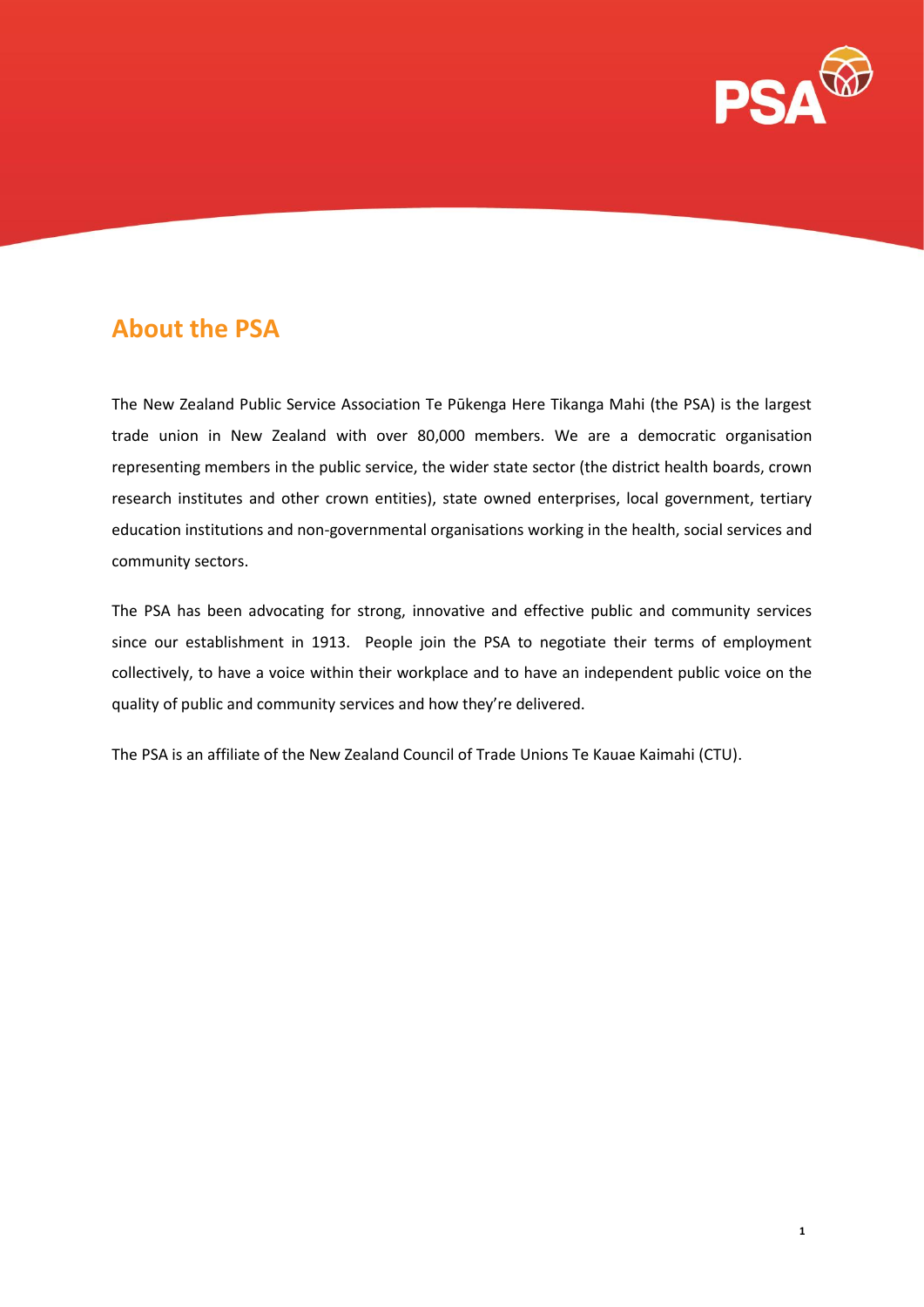## About the PSA

The New Zealand Public Service Association Te Pūkenga Here Tikanga Mahi (the PSA) is the largest trade union in New Zealand with over 80,000 members. We are a democratic organisation representing members in the public service, the wider state sector (the district health boards, crown research institutes and other crown entities), state owned enterprises, local government, tertiary education institutions and non-governmental organisations working in the health, social services and community sectors.

The PSA has been advocating for strong, innovative and effective public and community services since our establishment in 1913. People join the PSA to negotiate their terms of employment collectively, to have a voice within their workplace and to have an independent public voice on the quality of public and community services and how they're delivered.

The PSA is an affiliate of the New Zealand Council of Trade Unions Te Kauae Kaimahi (CTU).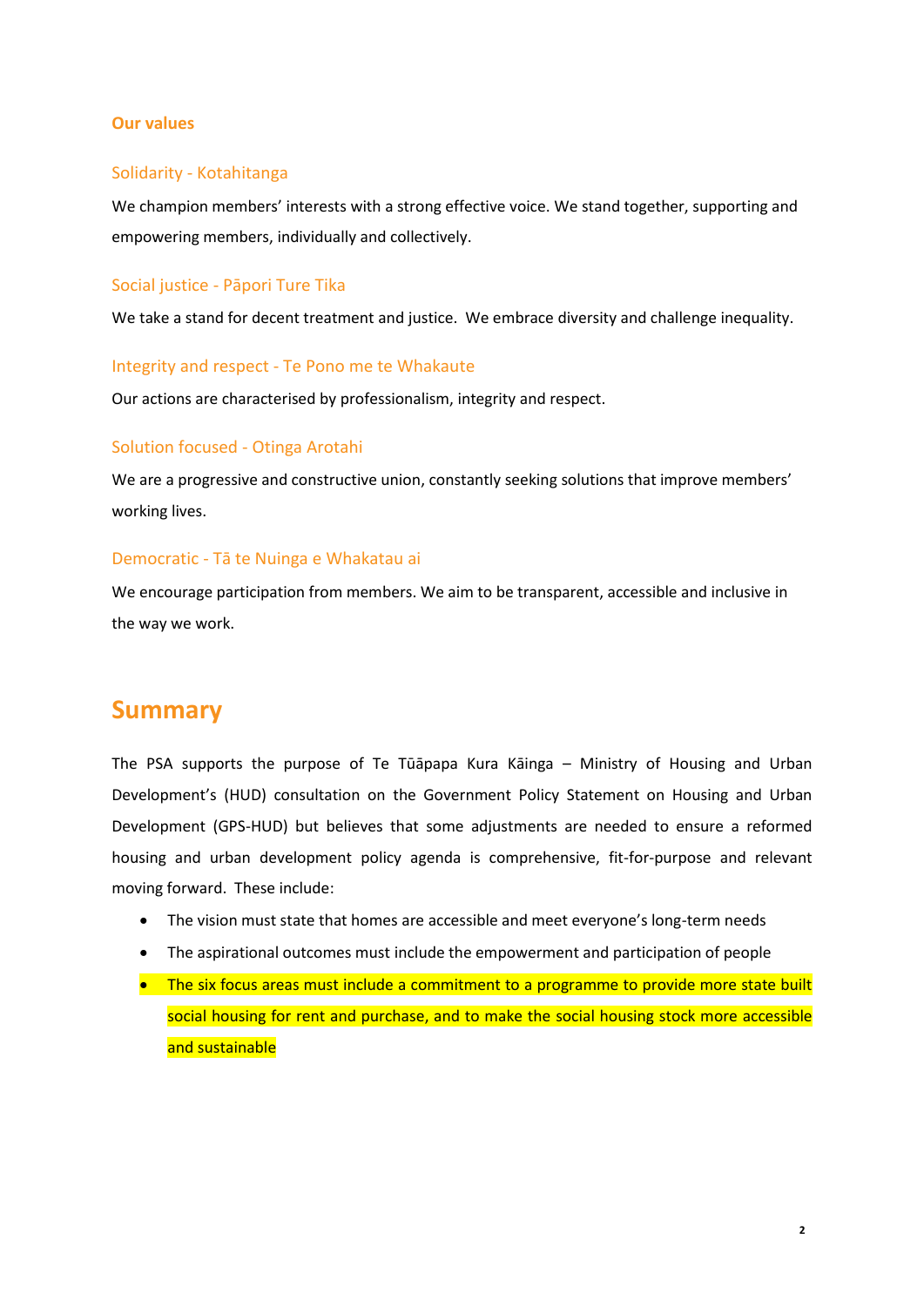### Our values

#### Solidarity - Kotahitanga

We champion members' interests with a strong effective voice. We stand together, supporting and empowering members, individually and collectively.

#### Social justice - Pāpori Ture Tika

We take a stand for decent treatment and justice. We embrace diversity and challenge inequality.

#### Integrity and respect - Te Pono me te Whakaute

Our actions are characterised by professionalism, integrity and respect.

#### Solution focused - Otinga Arotahi

We are a progressive and constructive union, constantly seeking solutions that improve members' working lives.

#### Democratic - Tā te Nuinga e Whakatau ai

We encourage participation from members. We aim to be transparent, accessible and inclusive in the way we work.

## Summary

The PSA supports the purpose of Te Tūāpapa Kura Kāinga – Ministry of Housing and Urban Development's (HUD) consultation on the Government Policy Statement on Housing and Urban Development (GPS-HUD) but believes that some adjustments are needed to ensure a reformed housing and urban development policy agenda is comprehensive, fit-for-purpose and relevant moving forward. These include:

- The vision must state that homes are accessible and meet everyone's long-term needs
- The aspirational outcomes must include the empowerment and participation of people
- The six focus areas must include a commitment to a programme to provide more state built social housing for rent and purchase, and to make the social housing stock more accessible and sustainable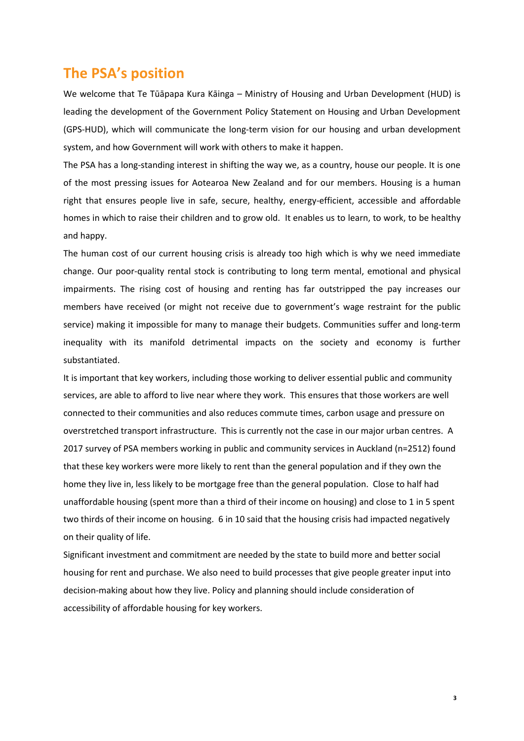## The PSA's position

We welcome that Te Tūāpapa Kura Kāinga – Ministry of Housing and Urban Development (HUD) is leading the development of the Government Policy Statement on Housing and Urban Development (GPS-HUD), which will communicate the long-term vision for our housing and urban development system, and how Government will work with others to make it happen.

The PSA has a long-standing interest in shifting the way we, as a country, house our people. It is one of the most pressing issues for Aotearoa New Zealand and for our members. Housing is a human right that ensures people live in safe, secure, healthy, energy-efficient, accessible and affordable homes in which to raise their children and to grow old. It enables us to learn, to work, to be healthy and happy.

The human cost of our current housing crisis is already too high which is why we need immediate change. Our poor-quality rental stock is contributing to long term mental, emotional and physical impairments. The rising cost of housing and renting has far outstripped the pay increases our members have received (or might not receive due to government's wage restraint for the public service) making it impossible for many to manage their budgets. Communities suffer and long-term inequality with its manifold detrimental impacts on the society and economy is further substantiated.

It is important that key workers, including those working to deliver essential public and community services, are able to afford to live near where they work. This ensures that those workers are well connected to their communities and also reduces commute times, carbon usage and pressure on overstretched transport infrastructure. This is currently not the case in our major urban centres. A 2017 survey of PSA members working in public and community services in Auckland (n=2512) found that these key workers were more likely to rent than the general population and if they own the home they live in, less likely to be mortgage free than the general population. Close to half had unaffordable housing (spent more than a third of their income on housing) and close to 1 in 5 spent two thirds of their income on housing. 6 in 10 said that the housing crisis had impacted negatively on their quality of life.

Significant investment and commitment are needed by the state to build more and better social housing for rent and purchase. We also need to build processes that give people greater input into decision-making about how they live. Policy and planning should include consideration of accessibility of affordable housing for key workers.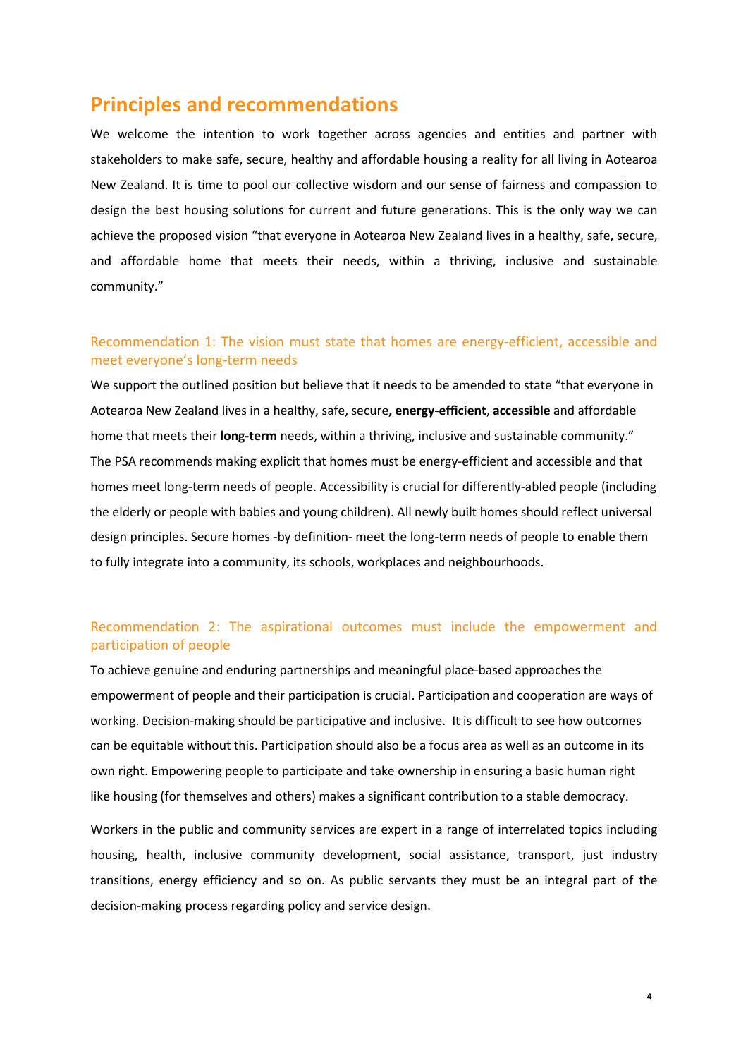## Principles and recommendations

We welcome the intention to work together across agencies and entities and partner with stakeholders to make safe, secure, healthy and affordable housing a reality for all living in Aotearoa New Zealand. It is time to pool our collective wisdom and our sense of fairness and compassion to design the best housing solutions for current and future generations. This is the only way we can achieve the proposed vision "that everyone in Aotearoa New Zealand lives in a healthy, safe, secure, and affordable home that meets their needs, within a thriving, inclusive and sustainable community."

### Recommendation 1: The vision must state that homes are energy-efficient, accessible and meet everyone's long-term needs

We support the outlined position but believe that it needs to be amended to state "that everyone in Aotearoa New Zealand lives in a healthy, safe, secure**, energy-efficient**, **accessible** and affordable home that meets their **long-term** needs, within a thriving, inclusive and sustainable community." The PSA recommends making explicit that homes must be energy-efficient and accessible and that homes meet long-term needs of people. Accessibility is crucial for differently-abled people (including the elderly or people with babies and young children). All newly built homes should reflect universal design principles. Secure homes -by definition- meet the long-term needs of people to enable them to fully integrate into a community, its schools, workplaces and neighbourhoods.

### Recommendation 2: The aspirational outcomes must include the empowerment and participation of people

To achieve genuine and enduring partnerships and meaningful place-based approaches the empowerment of people and their participation is crucial. Participation and cooperation are ways of working. Decision-making should be participative and inclusive. It is difficult to see how outcomes can be equitable without this. Participation should also be a focus area as well as an outcome in its own right. Empowering people to participate and take ownership in ensuring a basic human right like housing (for themselves and others) makes a significant contribution to a stable democracy.

Workers in the public and community services are expert in a range of interrelated topics including housing, health, inclusive community development, social assistance, transport, just industry transitions, energy efficiency and so on. As public servants they must be an integral part of the decision-making process regarding policy and service design.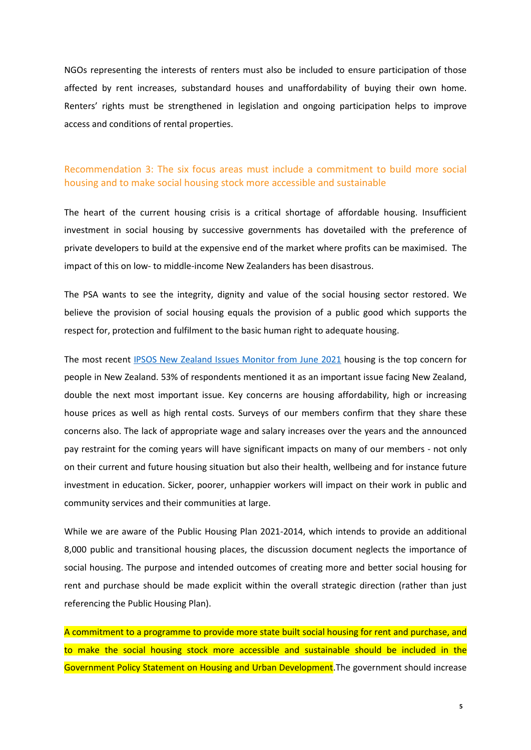NGOs representing the interests of renters must also be included to ensure participation of those affected by rent increases, substandard houses and unaffordability of buying their own home. Renters' rights must be strengthened in legislation and ongoing participation helps to improve access and conditions of rental properties.

## Recommendation 3: The six focus areas must include a commitment to build more social housing and to make social housing stock more accessible and sustainable

The heart of the current housing crisis is a critical shortage of affordable housing. Insufficient investment in social housing by successive governments has dovetailed with the preference of private developers to build at the expensive end of the market where profits can be maximised. The impact of this on low- to middle-income New Zealanders has been disastrous.

The PSA wants to see the integrity, dignity and value of the social housing sector restored. We believe the provision of social housing equals the provision of a public good which supports the respect for, protection and fulfilment to the basic human right to adequate housing.

The most recent [IPSOS New Zealand Issues Monitor from June 2021](IPSOS New Zealand Issues Monitor from June 2021) housing is the top concern for people in New Zealand. 53% of respondents mentioned it as an important issue facing New Zealand, double the next most important issue. Key concerns are housing affordability, high or increasing house prices as well as high rental costs. Surveys of our members confirm that they share these concerns also. The lack of appropriate wage and salary increases over the years and the announced pay restraint for the coming years will have significant impacts on many of our members - not only on their current and future housing situation but also their health, wellbeing and for instance future investment in education. Sicker, poorer, unhappier workers will impact on their work in public and community services and their communities at large.

While we are aware of the Public Housing Plan 2021-2014, which intends to provide an additional 8,000 public and transitional housing places, the discussion document neglects the importance of social housing. The purpose and intended outcomes of creating more and better social housing for rent and purchase should be made explicit within the overall strategic direction (rather than just referencing the Public Housing Plan).

A commitment to a programme to provide more state built social housing for rent and purchase, and to make the social housing stock more accessible and sustainable should be included in the Government Policy Statement on Housing and Urban Development.The government should increase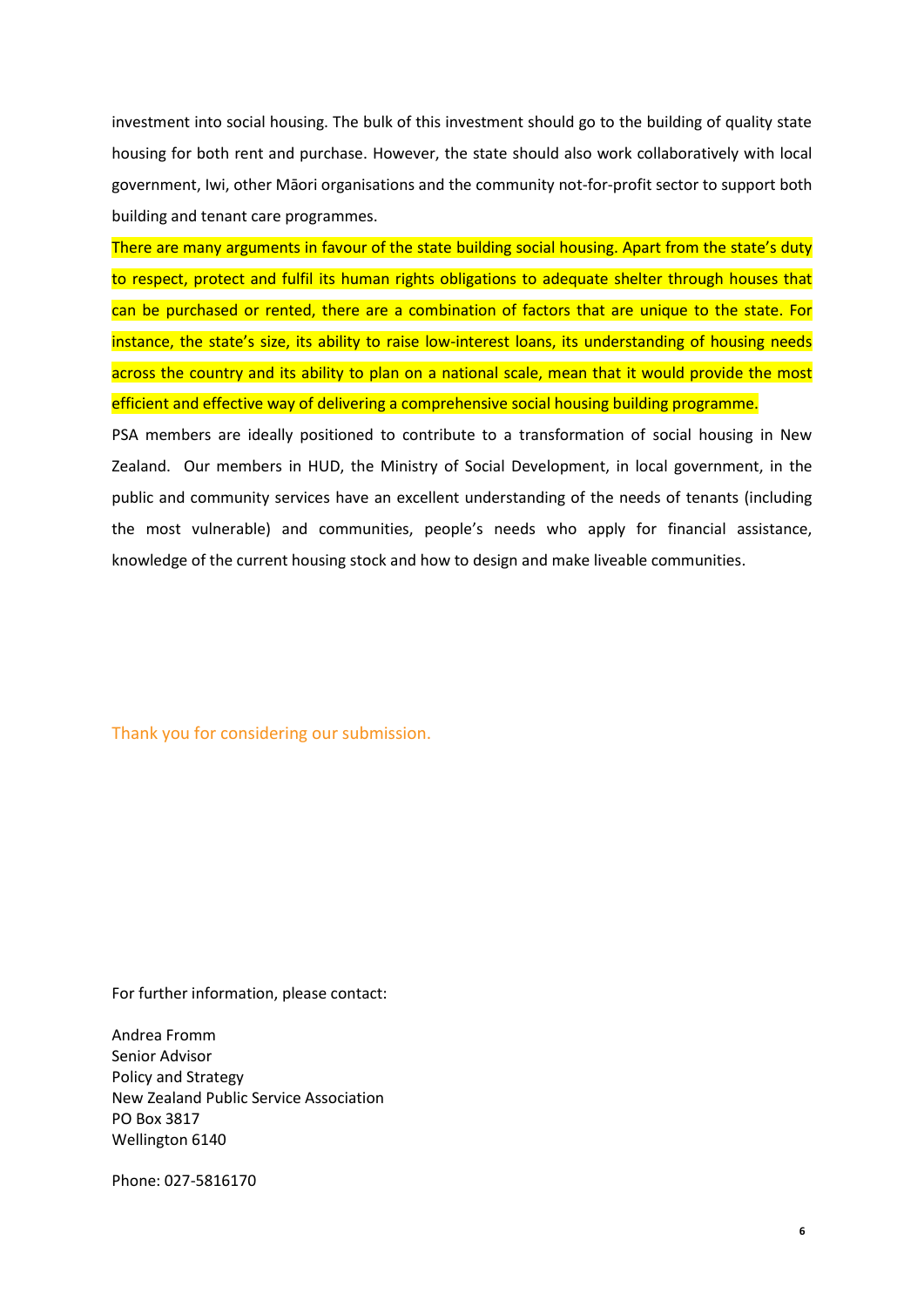investment into social housing. The bulk of this investment should go to the building of quality state housing for both rent and purchase. However, the state should also work collaboratively with local government, Iwi, other Māori organisations and the community not-for-profit sector to support both building and tenant care programmes.

There are many arguments in favour of the state building social housing. Apart from the state's duty to respect, protect and fulfil its human rights obligations to adequate shelter through houses that can be purchased or rented, there are a combination of factors that are unique to the state. For instance, the state's size, its ability to raise low-interest loans, its understanding of housing needs across the country and its ability to plan on a national scale, mean that it would provide the most efficient and effective way of delivering a comprehensive social housing building programme.

PSA members are ideally positioned to contribute to a transformation of social housing in New Zealand. Our members in HUD, the Ministry of Social Development, in local government, in the public and community services have an excellent understanding of the needs of tenants (including the most vulnerable) and communities, people's needs who apply for financial assistance, knowledge of the current housing stock and how to design and make liveable communities.

Thank you for considering our submission.

For further information, please contact:

Andrea Fromm
Senior Advisor
Policy and Strategy
New Zealand Public Service Association
PO Box 3817
Wellington 6140

Phone: 027-5816170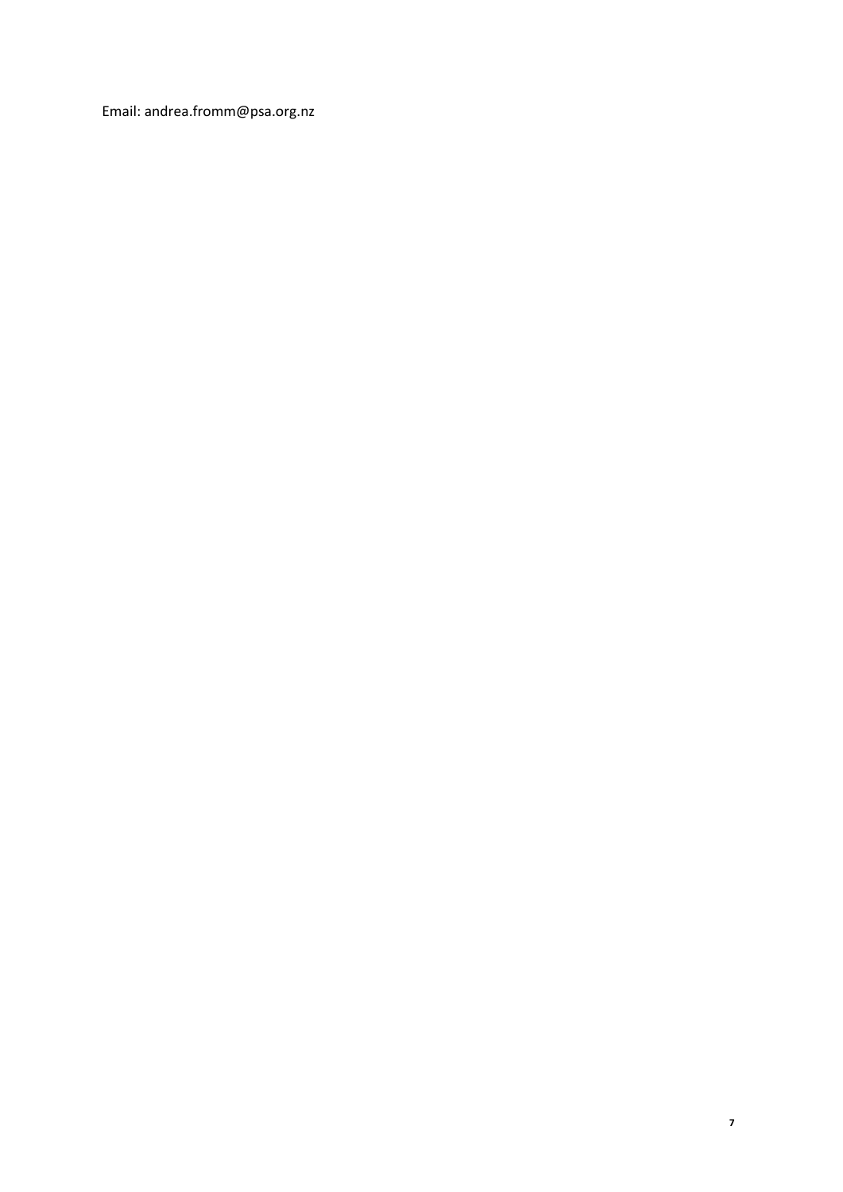Email: andrea.fromm@psa.org.nz